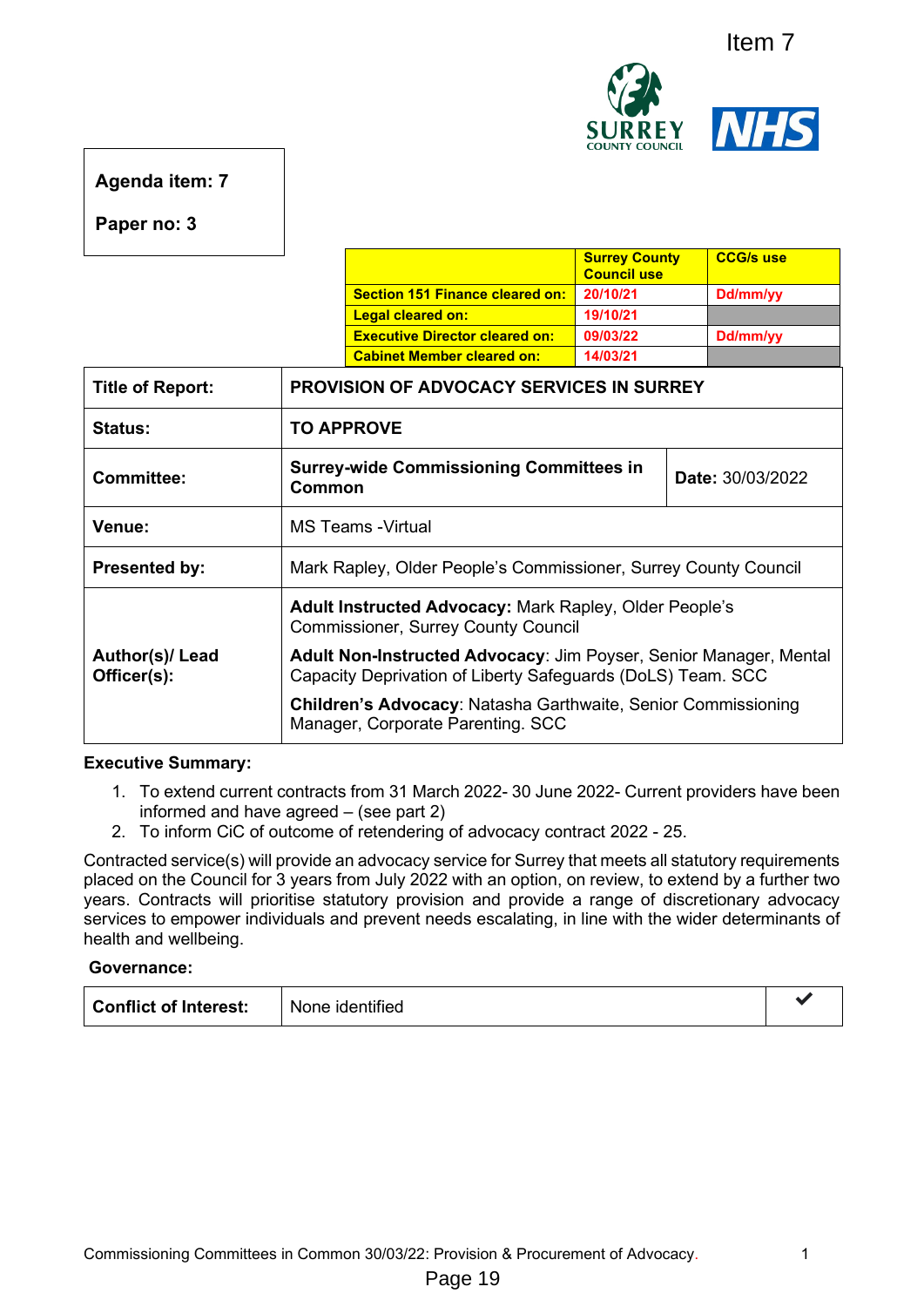Item 7

| |
|---|
| **Agenda item: 7** |
| **Paper no: 3** |

| | Surrey County Council use | CCG/s use |
|---|---|---|
| Section 151 Finance cleared on: | 20/10/21 | Dd/mm/yy |
| Legal cleared on: | 19/10/21 | |
| Executive Director cleared on: | 09/03/22 | Dd/mm/yy |
| Cabinet Member cleared on: | 14/03/21 | |

| | | |
|---|---|---|
| **Title of Report:** | **PROVISION OF ADVOCACY SERVICES IN SURREY** | |
| **Status:** | **TO APPROVE** | |
| **Committee:** | **Surrey-wide Commissioning Committees in Common** | **Date:** 30/03/2022 |
| **Venue:** | MS Teams -Virtual | |
| **Presented by:** | Mark Rapley, Older People's Commissioner, Surrey County Council | |
| **Author(s)/ Lead Officer(s):** | **Adult Instructed Advocacy:** Mark Rapley, Older People's Commissioner, Surrey County Council<br>**Adult Non-Instructed Advocacy**: Jim Poyser, Senior Manager, Mental Capacity Deprivation of Liberty Safeguards (DoLS) Team. SCC<br>**Children's Advocacy**: Natasha Garthwaite, Senior Commissioning Manager, Corporate Parenting. SCC | |

**Executive Summary:**

1. To extend current contracts from 31 March 2022- 30 June 2022- Current providers have been informed and have agreed – (see part 2)
2. To inform CiC of outcome of retendering of advocacy contract 2022 - 25.

Contracted service(s) will provide an advocacy service for Surrey that meets all statutory requirements placed on the Council for 3 years from July 2022 with an option, on review, to extend by a further two years. Contracts will prioritise statutory provision and provide a range of discretionary advocacy services to empower individuals and prevent needs escalating, in line with the wider determinants of health and wellbeing.

**Governance:**

| | | |
|---|---|---|
| **Conflict of Interest:** | None identified | ✔ |

Commissioning Committees in Common 30/03/22: Provision & Procurement of Advocacy.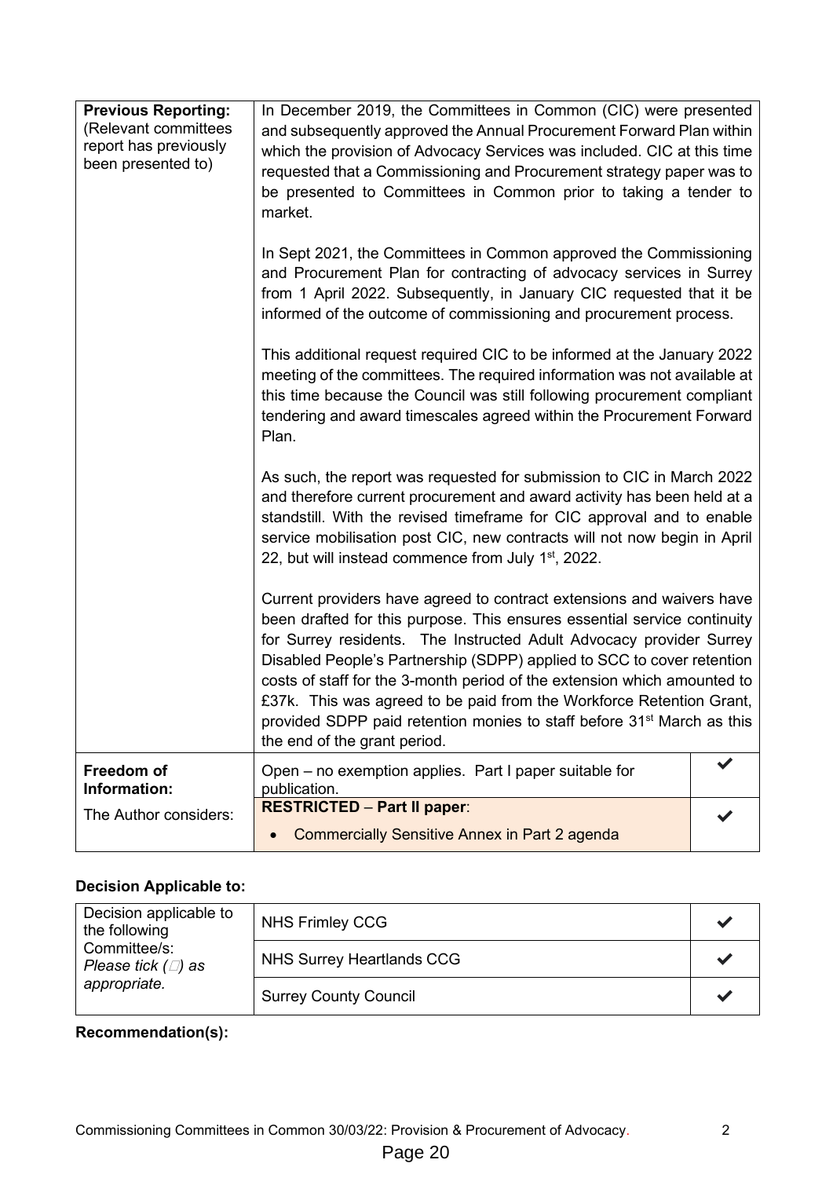| | | |
|---|---|---|
| **Previous Reporting:** (Relevant committees report has previously been presented to) | In December 2019, the Committees in Common (CIC) were presented and subsequently approved the Annual Procurement Forward Plan within which the provision of Advocacy Services was included. CIC at this time requested that a Commissioning and Procurement strategy paper was to be presented to Committees in Common prior to taking a tender to market.<br><br>In Sept 2021, the Committees in Common approved the Commissioning and Procurement Plan for contracting of advocacy services in Surrey from 1 April 2022. Subsequently, in January CIC requested that it be informed of the outcome of commissioning and procurement process.<br><br>This additional request required CIC to be informed at the January 2022 meeting of the committees. The required information was not available at this time because the Council was still following procurement compliant tendering and award timescales agreed within the Procurement Forward Plan.<br><br>As such, the report was requested for submission to CIC in March 2022 and therefore current procurement and award activity has been held at a standstill. With the revised timeframe for CIC approval and to enable service mobilisation post CIC, new contracts will not now begin in April 22, but will instead commence from July 1st, 2022.<br><br>Current providers have agreed to contract extensions and waivers have been drafted for this purpose. This ensures essential service continuity for Surrey residents. The Instructed Adult Advocacy provider Surrey Disabled People's Partnership (SDPP) applied to SCC to cover retention costs of staff for the 3-month period of the extension which amounted to £37k. This was agreed to be paid from the Workforce Retention Grant, provided SDPP paid retention monies to staff before 31st March as this the end of the grant period. | |
| **Freedom of Information:** | Open – no exemption applies. Part I paper suitable for publication. | ✔ |
| The Author considers: | **RESTRICTED – Part II paper**:<br>• Commercially Sensitive Annex in Part 2 agenda | ✔ |

**Decision Applicable to:**

| | | |
|---|---|---|
| Decision applicable to the following Committee/s: *Please tick (✔) as appropriate.* | NHS Frimley CCG | ✔ |
| | NHS Surrey Heartlands CCG | ✔ |
| | Surrey County Council | ✔ |

**Recommendation(s):**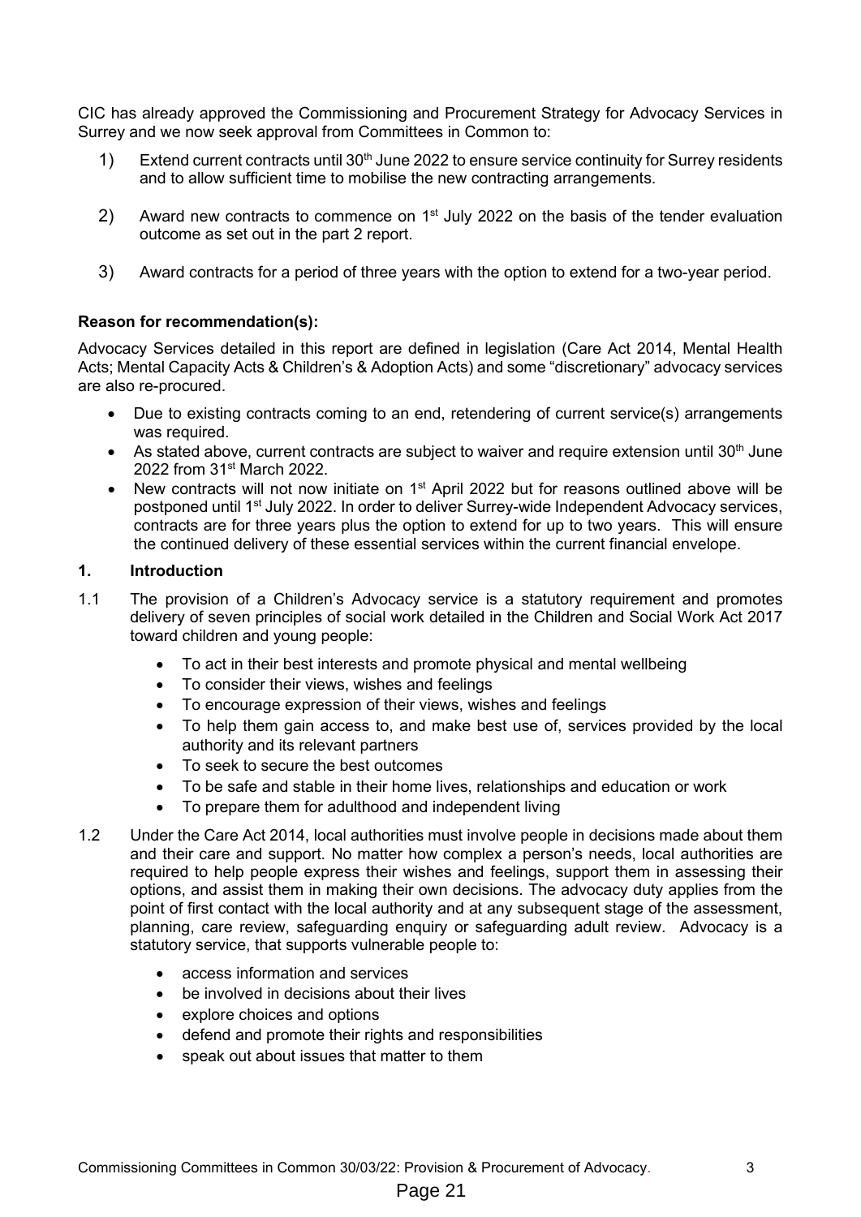CIC has already approved the Commissioning and Procurement Strategy for Advocacy Services in Surrey and we now seek approval from Committees in Common to:

1) Extend current contracts until 30th June 2022 to ensure service continuity for Surrey residents and to allow sufficient time to mobilise the new contracting arrangements.

2) Award new contracts to commence on 1st July 2022 on the basis of the tender evaluation outcome as set out in the part 2 report.

3) Award contracts for a period of three years with the option to extend for a two-year period.

**Reason for recommendation(s):**

Advocacy Services detailed in this report are defined in legislation (Care Act 2014, Mental Health Acts; Mental Capacity Acts & Children's & Adoption Acts) and some "discretionary" advocacy services are also re-procured.

- Due to existing contracts coming to an end, retendering of current service(s) arrangements was required.
- As stated above, current contracts are subject to waiver and require extension until 30th June 2022 from 31st March 2022.
- New contracts will not now initiate on 1st April 2022 but for reasons outlined above will be postponed until 1st July 2022. In order to deliver Surrey-wide Independent Advocacy services, contracts are for three years plus the option to extend for up to two years. This will ensure the continued delivery of these essential services within the current financial envelope.

## 1. Introduction

1.1 The provision of a Children's Advocacy service is a statutory requirement and promotes delivery of seven principles of social work detailed in the Children and Social Work Act 2017 toward children and young people:

- To act in their best interests and promote physical and mental wellbeing
- To consider their views, wishes and feelings
- To encourage expression of their views, wishes and feelings
- To help them gain access to, and make best use of, services provided by the local authority and its relevant partners
- To seek to secure the best outcomes
- To be safe and stable in their home lives, relationships and education or work
- To prepare them for adulthood and independent living

1.2 Under the Care Act 2014, local authorities must involve people in decisions made about them and their care and support. No matter how complex a person's needs, local authorities are required to help people express their wishes and feelings, support them in assessing their options, and assist them in making their own decisions. The advocacy duty applies from the point of first contact with the local authority and at any subsequent stage of the assessment, planning, care review, safeguarding enquiry or safeguarding adult review. Advocacy is a statutory service, that supports vulnerable people to:

- access information and services
- be involved in decisions about their lives
- explore choices and options
- defend and promote their rights and responsibilities
- speak out about issues that matter to them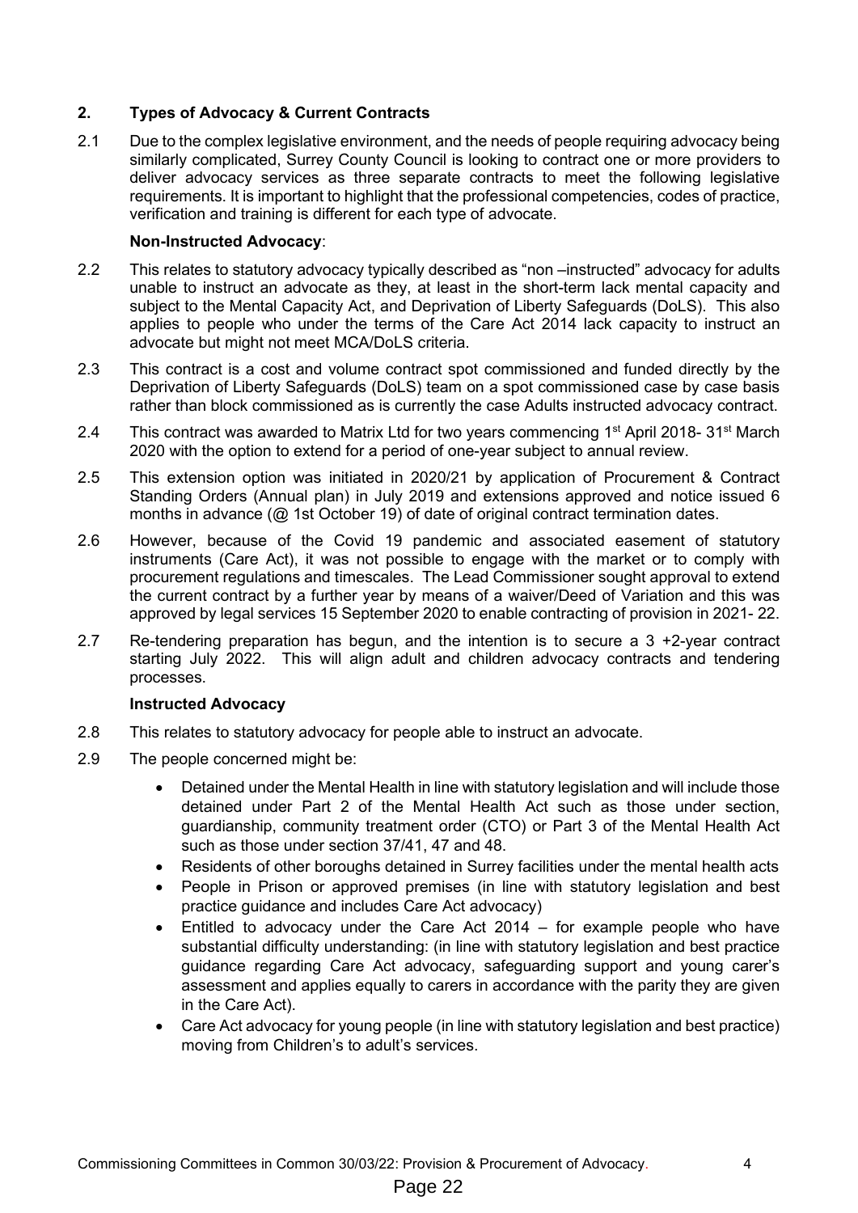## 2. Types of Advocacy & Current Contracts

2.1 Due to the complex legislative environment, and the needs of people requiring advocacy being similarly complicated, Surrey County Council is looking to contract one or more providers to deliver advocacy services as three separate contracts to meet the following legislative requirements. It is important to highlight that the professional competencies, codes of practice, verification and training is different for each type of advocate.

**Non-Instructed Advocacy**:

2.2 This relates to statutory advocacy typically described as "non –instructed" advocacy for adults unable to instruct an advocate as they, at least in the short-term lack mental capacity and subject to the Mental Capacity Act, and Deprivation of Liberty Safeguards (DoLS). This also applies to people who under the terms of the Care Act 2014 lack capacity to instruct an advocate but might not meet MCA/DoLS criteria.

2.3 This contract is a cost and volume contract spot commissioned and funded directly by the Deprivation of Liberty Safeguards (DoLS) team on a spot commissioned case by case basis rather than block commissioned as is currently the case Adults instructed advocacy contract.

2.4 This contract was awarded to Matrix Ltd for two years commencing 1st April 2018- 31st March 2020 with the option to extend for a period of one-year subject to annual review.

2.5 This extension option was initiated in 2020/21 by application of Procurement & Contract Standing Orders (Annual plan) in July 2019 and extensions approved and notice issued 6 months in advance (@ 1st October 19) of date of original contract termination dates.

2.6 However, because of the Covid 19 pandemic and associated easement of statutory instruments (Care Act), it was not possible to engage with the market or to comply with procurement regulations and timescales. The Lead Commissioner sought approval to extend the current contract by a further year by means of a waiver/Deed of Variation and this was approved by legal services 15 September 2020 to enable contracting of provision in 2021- 22.

2.7 Re-tendering preparation has begun, and the intention is to secure a 3 +2-year contract starting July 2022. This will align adult and children advocacy contracts and tendering processes.

**Instructed Advocacy**

2.8 This relates to statutory advocacy for people able to instruct an advocate.

2.9 The people concerned might be:

- Detained under the Mental Health in line with statutory legislation and will include those detained under Part 2 of the Mental Health Act such as those under section, guardianship, community treatment order (CTO) or Part 3 of the Mental Health Act such as those under section 37/41, 47 and 48.
- Residents of other boroughs detained in Surrey facilities under the mental health acts
- People in Prison or approved premises (in line with statutory legislation and best practice guidance and includes Care Act advocacy)
- Entitled to advocacy under the Care Act 2014 – for example people who have substantial difficulty understanding: (in line with statutory legislation and best practice guidance regarding Care Act advocacy, safeguarding support and young carer's assessment and applies equally to carers in accordance with the parity they are given in the Care Act).
- Care Act advocacy for young people (in line with statutory legislation and best practice) moving from Children's to adult's services.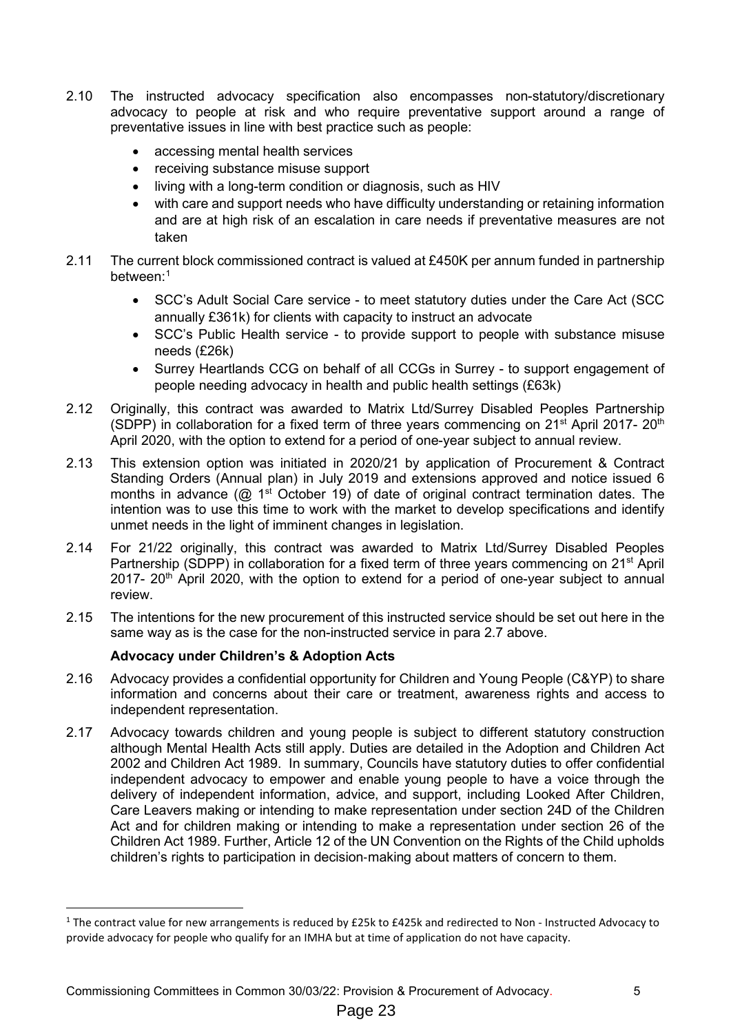2.10 The instructed advocacy specification also encompasses non-statutory/discretionary advocacy to people at risk and who require preventative support around a range of preventative issues in line with best practice such as people:

- accessing mental health services
- receiving substance misuse support
- living with a long-term condition or diagnosis, such as HIV
- with care and support needs who have difficulty understanding or retaining information and are at high risk of an escalation in care needs if preventative measures are not taken

2.11 The current block commissioned contract is valued at £450K per annum funded in partnership between:[1]

- SCC's Adult Social Care service - to meet statutory duties under the Care Act (SCC annually £361k) for clients with capacity to instruct an advocate
- SCC's Public Health service - to provide support to people with substance misuse needs (£26k)
- Surrey Heartlands CCG on behalf of all CCGs in Surrey - to support engagement of people needing advocacy in health and public health settings (£63k)

2.12 Originally, this contract was awarded to Matrix Ltd/Surrey Disabled Peoples Partnership (SDPP) in collaboration for a fixed term of three years commencing on 21st April 2017- 20th April 2020, with the option to extend for a period of one-year subject to annual review.

2.13 This extension option was initiated in 2020/21 by application of Procurement & Contract Standing Orders (Annual plan) in July 2019 and extensions approved and notice issued 6 months in advance (@ 1st October 19) of date of original contract termination dates. The intention was to use this time to work with the market to develop specifications and identify unmet needs in the light of imminent changes in legislation.

2.14 For 21/22 originally, this contract was awarded to Matrix Ltd/Surrey Disabled Peoples Partnership (SDPP) in collaboration for a fixed term of three years commencing on 21st April 2017- 20th April 2020, with the option to extend for a period of one-year subject to annual review.

2.15 The intentions for the new procurement of this instructed service should be set out here in the same way as is the case for the non-instructed service in para 2.7 above.

**Advocacy under Children's & Adoption Acts**

2.16 Advocacy provides a confidential opportunity for Children and Young People (C&YP) to share information and concerns about their care or treatment, awareness rights and access to independent representation.

2.17 Advocacy towards children and young people is subject to different statutory construction although Mental Health Acts still apply. Duties are detailed in the Adoption and Children Act 2002 and Children Act 1989. In summary, Councils have statutory duties to offer confidential independent advocacy to empower and enable young people to have a voice through the delivery of independent information, advice, and support, including Looked After Children, Care Leavers making or intending to make representation under section 24D of the Children Act and for children making or intending to make a representation under section 26 of the Children Act 1989. Further, Article 12 of the UN Convention on the Rights of the Child upholds children's rights to participation in decision-making about matters of concern to them.

[1] The contract value for new arrangements is reduced by £25k to £425k and redirected to Non - Instructed Advocacy to provide advocacy for people who qualify for an IMHA but at time of application do not have capacity.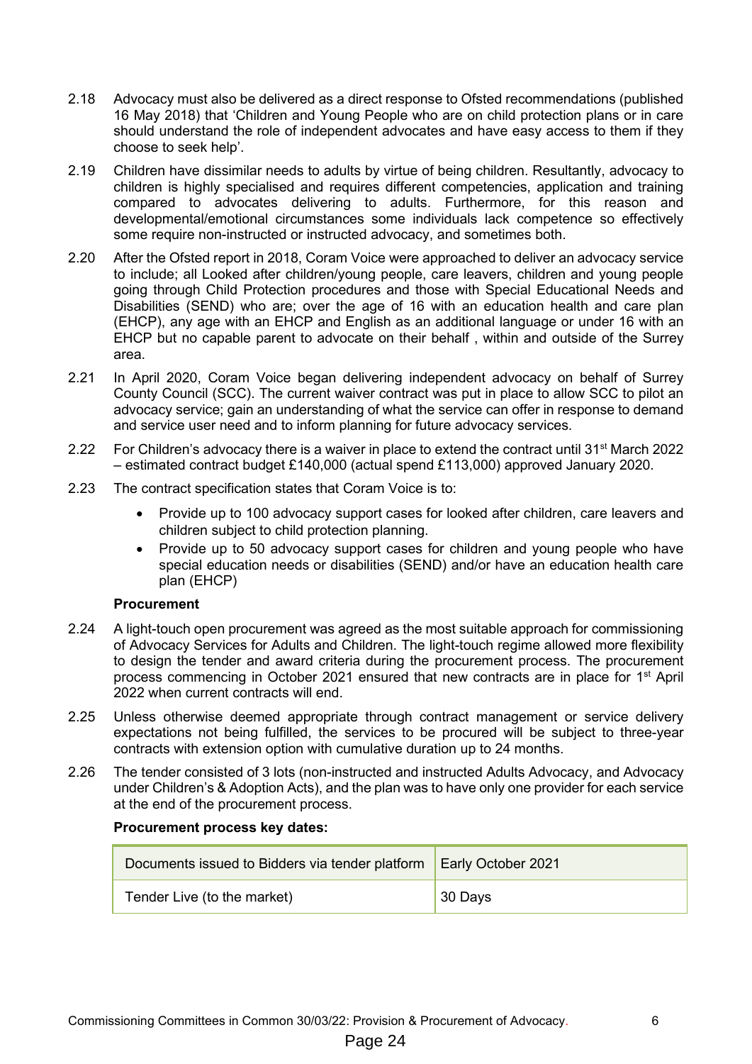2.18 Advocacy must also be delivered as a direct response to Ofsted recommendations (published 16 May 2018) that 'Children and Young People who are on child protection plans or in care should understand the role of independent advocates and have easy access to them if they choose to seek help'.

2.19 Children have dissimilar needs to adults by virtue of being children. Resultantly, advocacy to children is highly specialised and requires different competencies, application and training compared to advocates delivering to adults. Furthermore, for this reason and developmental/emotional circumstances some individuals lack competence so effectively some require non-instructed or instructed advocacy, and sometimes both.

2.20 After the Ofsted report in 2018, Coram Voice were approached to deliver an advocacy service to include; all Looked after children/young people, care leavers, children and young people going through Child Protection procedures and those with Special Educational Needs and Disabilities (SEND) who are; over the age of 16 with an education health and care plan (EHCP), any age with an EHCP and English as an additional language or under 16 with an EHCP but no capable parent to advocate on their behalf , within and outside of the Surrey area.

2.21 In April 2020, Coram Voice began delivering independent advocacy on behalf of Surrey County Council (SCC). The current waiver contract was put in place to allow SCC to pilot an advocacy service; gain an understanding of what the service can offer in response to demand and service user need and to inform planning for future advocacy services.

2.22 For Children's advocacy there is a waiver in place to extend the contract until 31st March 2022 – estimated contract budget £140,000 (actual spend £113,000) approved January 2020.

2.23 The contract specification states that Coram Voice is to:

- Provide up to 100 advocacy support cases for looked after children, care leavers and children subject to child protection planning.
- Provide up to 50 advocacy support cases for children and young people who have special education needs or disabilities (SEND) and/or have an education health care plan (EHCP)

**Procurement**

2.24 A light-touch open procurement was agreed as the most suitable approach for commissioning of Advocacy Services for Adults and Children. The light-touch regime allowed more flexibility to design the tender and award criteria during the procurement process. The procurement process commencing in October 2021 ensured that new contracts are in place for 1st April 2022 when current contracts will end.

2.25 Unless otherwise deemed appropriate through contract management or service delivery expectations not being fulfilled, the services to be procured will be subject to three-year contracts with extension option with cumulative duration up to 24 months.

2.26 The tender consisted of 3 lots (non-instructed and instructed Adults Advocacy, and Advocacy under Children's & Adoption Acts), and the plan was to have only one provider for each service at the end of the procurement process.

**Procurement process key dates:**

| | |
|---|---|
| Documents issued to Bidders via tender platform | Early October 2021 |
| Tender Live (to the market) | 30 Days |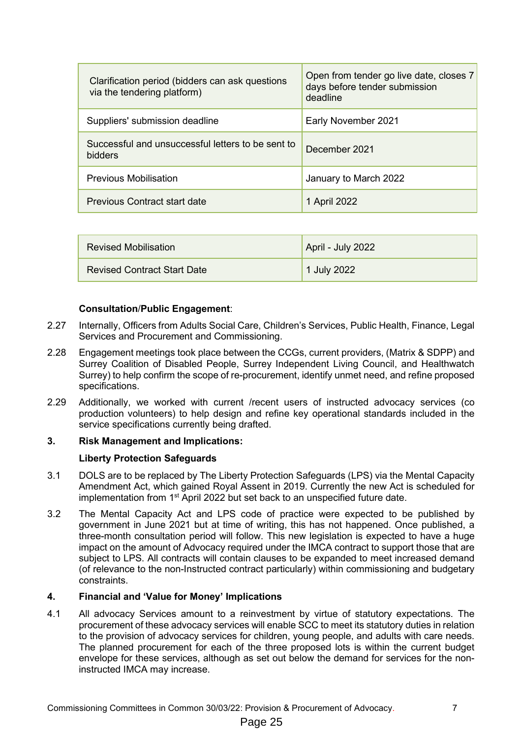| | |
|---|---|
| Clarification period (bidders can ask questions via the tendering platform) | Open from tender go live date, closes 7 days before tender submission deadline |
| Suppliers' submission deadline | Early November 2021 |
| Successful and unsuccessful letters to be sent to bidders | December 2021 |
| Previous Mobilisation | January to March 2022 |
| Previous Contract start date | 1 April 2022 |

| | |
|---|---|
| Revised Mobilisation | April - July 2022 |
| Revised Contract Start Date | 1 July 2022 |

**Consultation/Public Engagement**:

2.27 Internally, Officers from Adults Social Care, Children's Services, Public Health, Finance, Legal Services and Procurement and Commissioning.

2.28 Engagement meetings took place between the CCGs, current providers, (Matrix & SDPP) and Surrey Coalition of Disabled People, Surrey Independent Living Council, and Healthwatch Surrey) to help confirm the scope of re-procurement, identify unmet need, and refine proposed specifications.

2.29 Additionally, we worked with current /recent users of instructed advocacy services (co production volunteers) to help design and refine key operational standards included in the service specifications currently being drafted.

**3. Risk Management and Implications:**

**Liberty Protection Safeguards**

3.1 DOLS are to be replaced by The Liberty Protection Safeguards (LPS) via the Mental Capacity Amendment Act, which gained Royal Assent in 2019. Currently the new Act is scheduled for implementation from 1st April 2022 but set back to an unspecified future date.

3.2 The Mental Capacity Act and LPS code of practice were expected to be published by government in June 2021 but at time of writing, this has not happened. Once published, a three-month consultation period will follow. This new legislation is expected to have a huge impact on the amount of Advocacy required under the IMCA contract to support those that are subject to LPS. All contracts will contain clauses to be expanded to meet increased demand (of relevance to the non-Instructed contract particularly) within commissioning and budgetary constraints.

**4. Financial and 'Value for Money' Implications**

4.1 All advocacy Services amount to a reinvestment by virtue of statutory expectations. The procurement of these advocacy services will enable SCC to meet its statutory duties in relation to the provision of advocacy services for children, young people, and adults with care needs. The planned procurement for each of the three proposed lots is within the current budget envelope for these services, although as set out below the demand for services for the non-instructed IMCA may increase.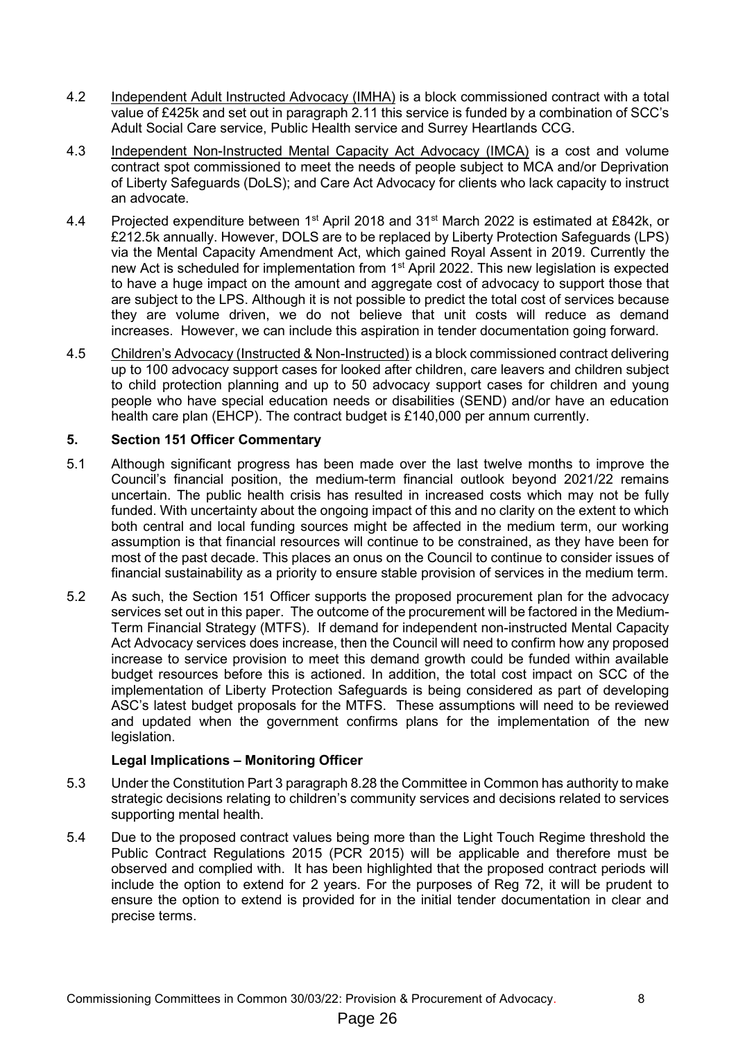4.2 Independent Adult Instructed Advocacy (IMHA) is a block commissioned contract with a total value of £425k and set out in paragraph 2.11 this service is funded by a combination of SCC's Adult Social Care service, Public Health service and Surrey Heartlands CCG.

4.3 Independent Non-Instructed Mental Capacity Act Advocacy (IMCA) is a cost and volume contract spot commissioned to meet the needs of people subject to MCA and/or Deprivation of Liberty Safeguards (DoLS); and Care Act Advocacy for clients who lack capacity to instruct an advocate.

4.4 Projected expenditure between 1st April 2018 and 31st March 2022 is estimated at £842k, or £212.5k annually. However, DOLS are to be replaced by Liberty Protection Safeguards (LPS) via the Mental Capacity Amendment Act, which gained Royal Assent in 2019. Currently the new Act is scheduled for implementation from 1st April 2022. This new legislation is expected to have a huge impact on the amount and aggregate cost of advocacy to support those that are subject to the LPS. Although it is not possible to predict the total cost of services because they are volume driven, we do not believe that unit costs will reduce as demand increases. However, we can include this aspiration in tender documentation going forward.

4.5 Children's Advocacy (Instructed & Non-Instructed) is a block commissioned contract delivering up to 100 advocacy support cases for looked after children, care leavers and children subject to child protection planning and up to 50 advocacy support cases for children and young people who have special education needs or disabilities (SEND) and/or have an education health care plan (EHCP). The contract budget is £140,000 per annum currently.

## 5. Section 151 Officer Commentary

5.1 Although significant progress has been made over the last twelve months to improve the Council's financial position, the medium-term financial outlook beyond 2021/22 remains uncertain. The public health crisis has resulted in increased costs which may not be fully funded. With uncertainty about the ongoing impact of this and no clarity on the extent to which both central and local funding sources might be affected in the medium term, our working assumption is that financial resources will continue to be constrained, as they have been for most of the past decade. This places an onus on the Council to continue to consider issues of financial sustainability as a priority to ensure stable provision of services in the medium term.

5.2 As such, the Section 151 Officer supports the proposed procurement plan for the advocacy services set out in this paper. The outcome of the procurement will be factored in the Medium-Term Financial Strategy (MTFS). If demand for independent non-instructed Mental Capacity Act Advocacy services does increase, then the Council will need to confirm how any proposed increase to service provision to meet this demand growth could be funded within available budget resources before this is actioned. In addition, the total cost impact on SCC of the implementation of Liberty Protection Safeguards is being considered as part of developing ASC's latest budget proposals for the MTFS. These assumptions will need to be reviewed and updated when the government confirms plans for the implementation of the new legislation.

### Legal Implications – Monitoring Officer

5.3 Under the Constitution Part 3 paragraph 8.28 the Committee in Common has authority to make strategic decisions relating to children's community services and decisions related to services supporting mental health.

5.4 Due to the proposed contract values being more than the Light Touch Regime threshold the Public Contract Regulations 2015 (PCR 2015) will be applicable and therefore must be observed and complied with. It has been highlighted that the proposed contract periods will include the option to extend for 2 years. For the purposes of Reg 72, it will be prudent to ensure the option to extend is provided for in the initial tender documentation in clear and precise terms.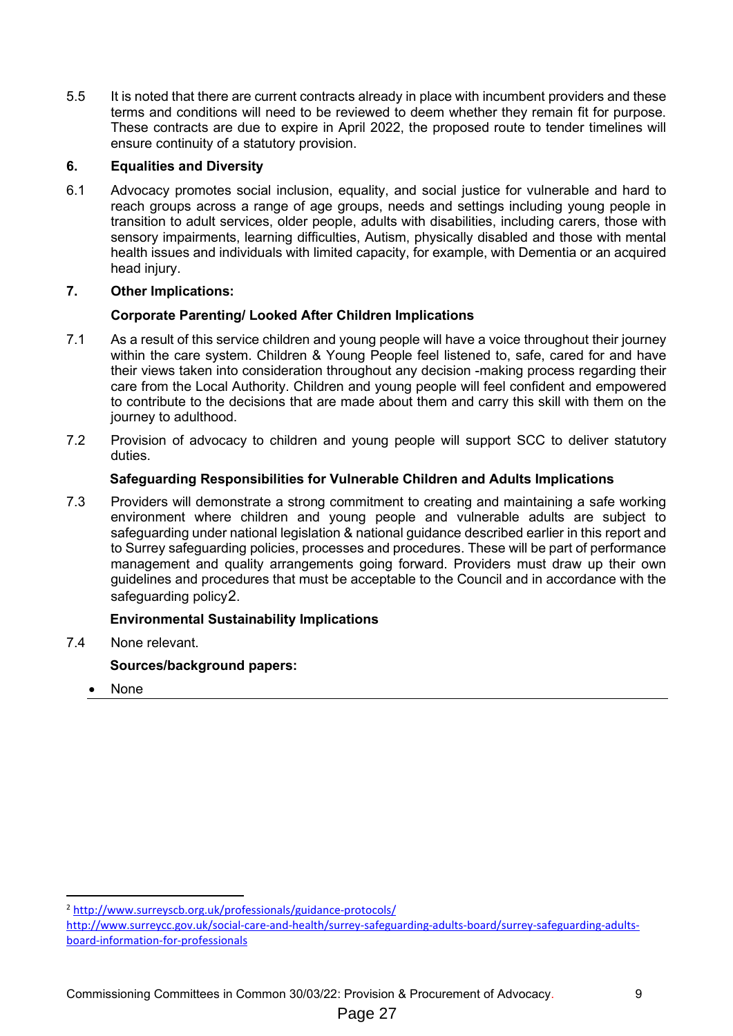5.5 It is noted that there are current contracts already in place with incumbent providers and these terms and conditions will need to be reviewed to deem whether they remain fit for purpose. These contracts are due to expire in April 2022, the proposed route to tender timelines will ensure continuity of a statutory provision.

## 6. Equalities and Diversity

6.1 Advocacy promotes social inclusion, equality, and social justice for vulnerable and hard to reach groups across a range of age groups, needs and settings including young people in transition to adult services, older people, adults with disabilities, including carers, those with sensory impairments, learning difficulties, Autism, physically disabled and those with mental health issues and individuals with limited capacity, for example, with Dementia or an acquired head injury.

## 7. Other Implications:

### Corporate Parenting/ Looked After Children Implications

7.1 As a result of this service children and young people will have a voice throughout their journey within the care system. Children & Young People feel listened to, safe, cared for and have their views taken into consideration throughout any decision -making process regarding their care from the Local Authority. Children and young people will feel confident and empowered to contribute to the decisions that are made about them and carry this skill with them on the journey to adulthood.

7.2 Provision of advocacy to children and young people will support SCC to deliver statutory duties.

### Safeguarding Responsibilities for Vulnerable Children and Adults Implications

7.3 Providers will demonstrate a strong commitment to creating and maintaining a safe working environment where children and young people and vulnerable adults are subject to safeguarding under national legislation & national guidance described earlier in this report and to Surrey safeguarding policies, processes and procedures. These will be part of performance management and quality arrangements going forward. Providers must draw up their own guidelines and procedures that must be acceptable to the Council and in accordance with the safeguarding policy[2].

### Environmental Sustainability Implications

7.4 None relevant.

### Sources/background papers:

- None

---

[2] http://www.surreyscb.org.uk/professionals/guidance-protocols/
http://www.surreycc.gov.uk/social-care-and-health/surrey-safeguarding-adults-board/surrey-safeguarding-adults-board-information-for-professionals